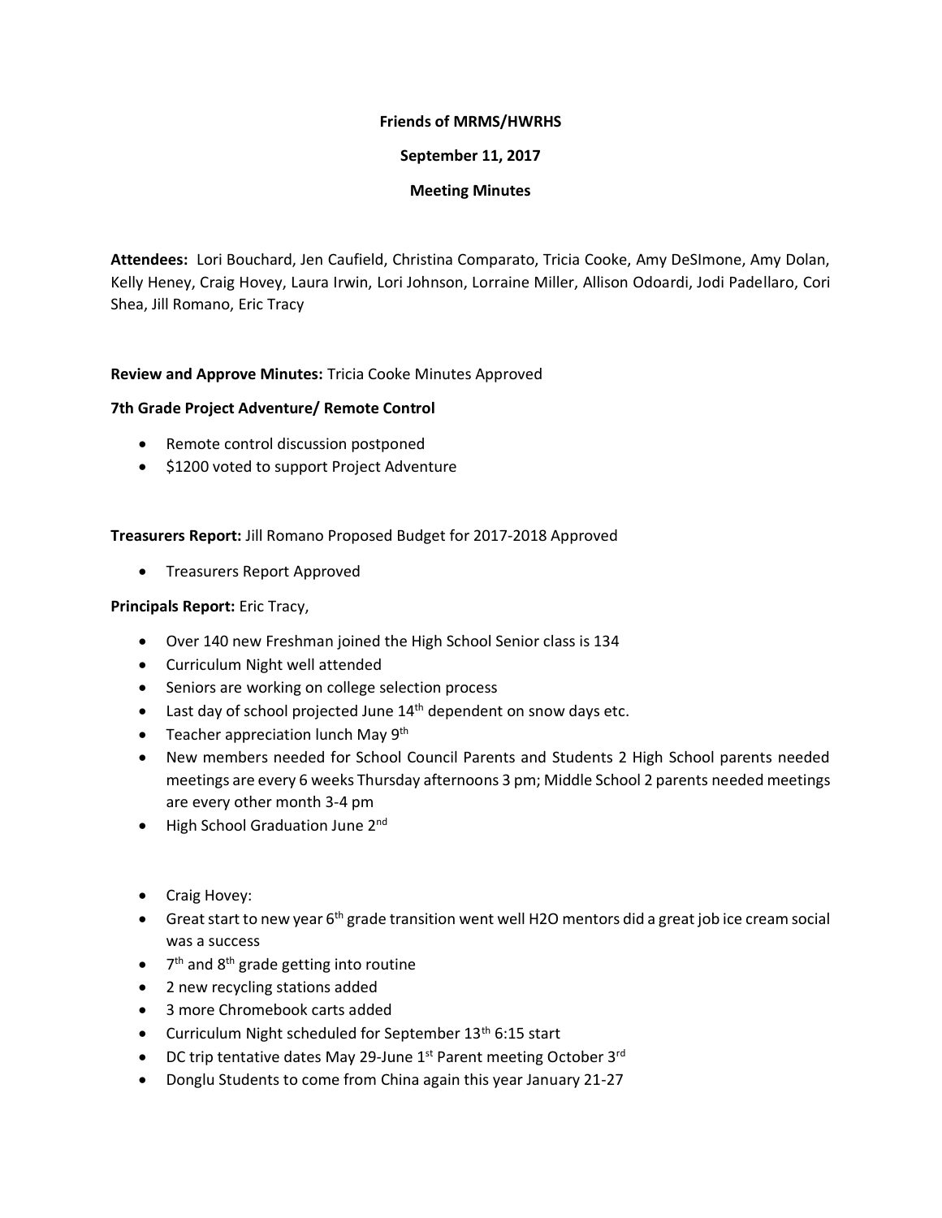**Friends of MRMS/HWRHS**

**September 11, 2017**

**Meeting Minutes**

**Attendees:** Lori Bouchard, Jen Caufield, Christina Comparato, Tricia Cooke, Amy DeSImone, Amy Dolan, Kelly Heney, Craig Hovey, Laura Irwin, Lori Johnson, Lorraine Miller, Allison Odoardi, Jodi Padellaro, Cori Shea, Jill Romano, Eric Tracy

**Review and Approve Minutes:** Tricia Cooke Minutes Approved

**7th Grade Project Adventure/ Remote Control**

- Remote control discussion postponed
- $1200 voted to support Project Adventure

**Treasurers Report:** Jill Romano Proposed Budget for 2017-2018 Approved

- Treasurers Report Approved

**Principals Report:** Eric Tracy,

- Over 140 new Freshman joined the High School Senior class is 134
- Curriculum Night well attended
- Seniors are working on college selection process
- Last day of school projected June 14th dependent on snow days etc.
- Teacher appreciation lunch May 9th
- New members needed for School Council Parents and Students 2 High School parents needed meetings are every 6 weeks Thursday afternoons 3 pm; Middle School 2 parents needed meetings are every other month 3-4 pm
- High School Graduation June 2nd

- Craig Hovey:
- Great start to new year 6th grade transition went well H2O mentors did a great job ice cream social was a success
- 7th and 8th grade getting into routine
- 2 new recycling stations added
- 3 more Chromebook carts added
- Curriculum Night scheduled for September 13th 6:15 start
- DC trip tentative dates May 29-June 1st Parent meeting October 3rd
- Donglu Students to come from China again this year January 21-27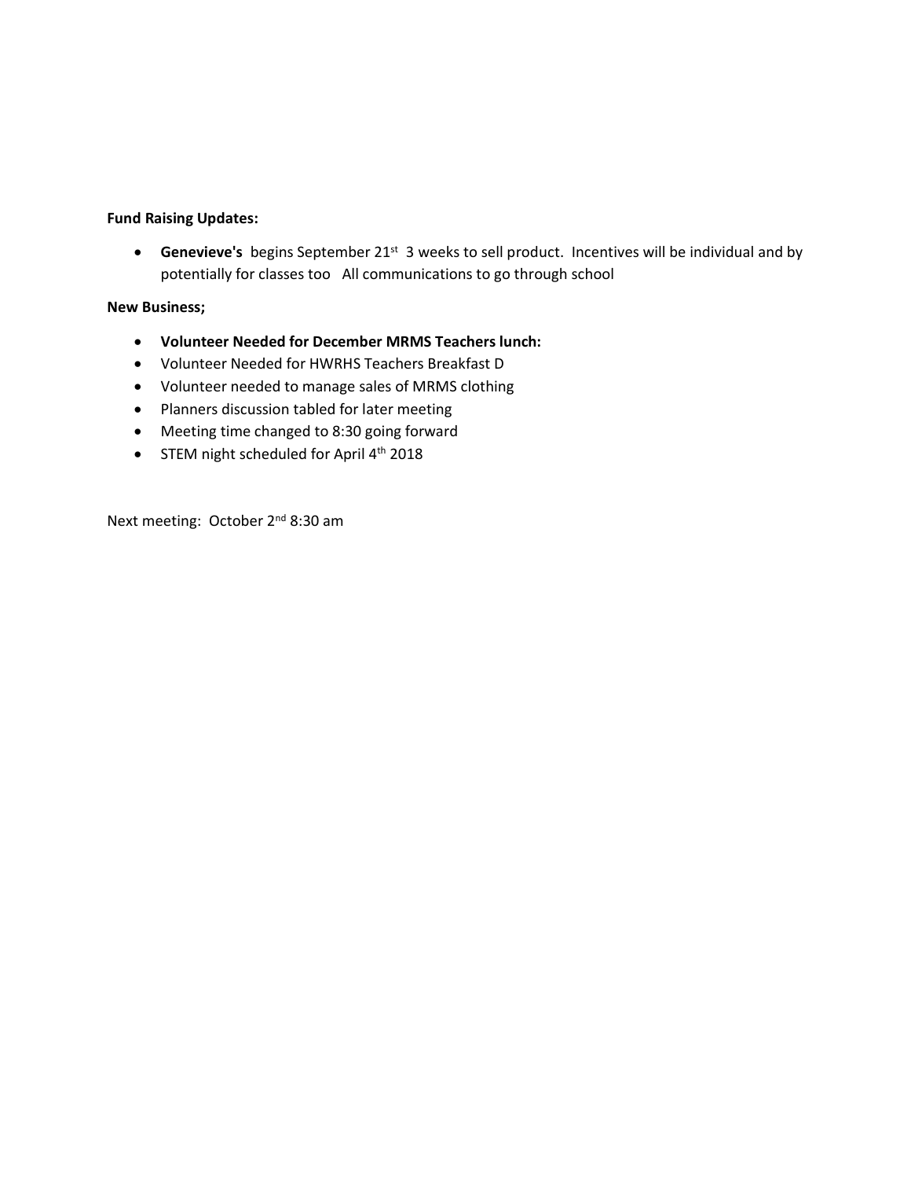**Fund Raising Updates:**

- **Genevieve's** begins September 21st 3 weeks to sell product. Incentives will be individual and by potentially for classes too All communications to go through school

**New Business;**

- **Volunteer Needed for December MRMS Teachers lunch:**
- Volunteer Needed for HWRHS Teachers Breakfast D
- Volunteer needed to manage sales of MRMS clothing
- Planners discussion tabled for later meeting
- Meeting time changed to 8:30 going forward
- STEM night scheduled for April 4th 2018

Next meeting: October 2nd 8:30 am